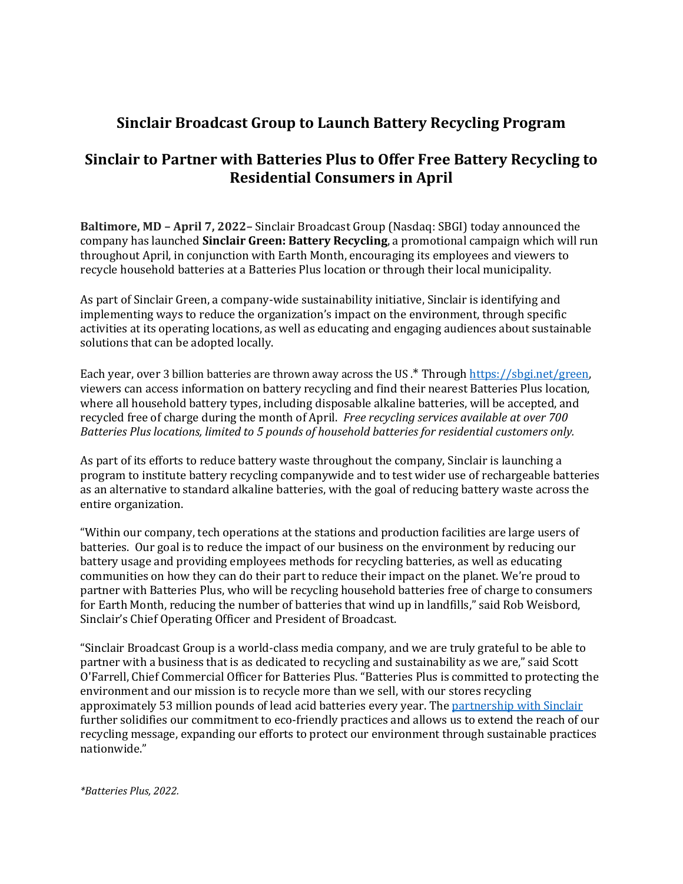# Sinclair Broadcast Group to Launch Battery Recycling Program

## Sinclair to Partner with Batteries Plus to Offer Free Battery Recycling to Residential Consumers in April

**Baltimore, MD – April 7, 2022–** Sinclair Broadcast Group (Nasdaq: SBGI) today announced the company has launched **Sinclair Green: Battery Recycling**, a promotional campaign which will run throughout April, in conjunction with Earth Month, encouraging its employees and viewers to recycle household batteries at a Batteries Plus location or through their local municipality.

As part of Sinclair Green, a company-wide sustainability initiative, Sinclair is identifying and implementing ways to reduce the organization's impact on the environment, through specific activities at its operating locations, as well as educating and engaging audiences about sustainable solutions that can be adopted locally.

Each year, over 3 billion batteries are thrown away across the US .* Through [https://sbgi.net/green](https://sbgi.net/green), viewers can access information on battery recycling and find their nearest Batteries Plus location, where all household battery types, including disposable alkaline batteries, will be accepted, and recycled free of charge during the month of April. *Free recycling services available at over 700 Batteries Plus locations, limited to 5 pounds of household batteries for residential customers only.*

As part of its efforts to reduce battery waste throughout the company, Sinclair is launching a program to institute battery recycling companywide and to test wider use of rechargeable batteries as an alternative to standard alkaline batteries, with the goal of reducing battery waste across the entire organization.

"Within our company, tech operations at the stations and production facilities are large users of batteries. Our goal is to reduce the impact of our business on the environment by reducing our battery usage and providing employees methods for recycling batteries, as well as educating communities on how they can do their part to reduce their impact on the planet. We're proud to partner with Batteries Plus, who will be recycling household batteries free of charge to consumers for Earth Month, reducing the number of batteries that wind up in landfills," said Rob Weisbord, Sinclair's Chief Operating Officer and President of Broadcast.

"Sinclair Broadcast Group is a world-class media company, and we are truly grateful to be able to partner with a business that is as dedicated to recycling and sustainability as we are," said Scott O'Farrell, Chief Commercial Officer for Batteries Plus. "Batteries Plus is committed to protecting the environment and our mission is to recycle more than we sell, with our stores recycling approximately 53 million pounds of lead acid batteries every year. The partnership with Sinclair further solidifies our commitment to eco-friendly practices and allows us to extend the reach of our recycling message, expanding our efforts to protect our environment through sustainable practices nationwide."

**Batteries Plus, 2022.*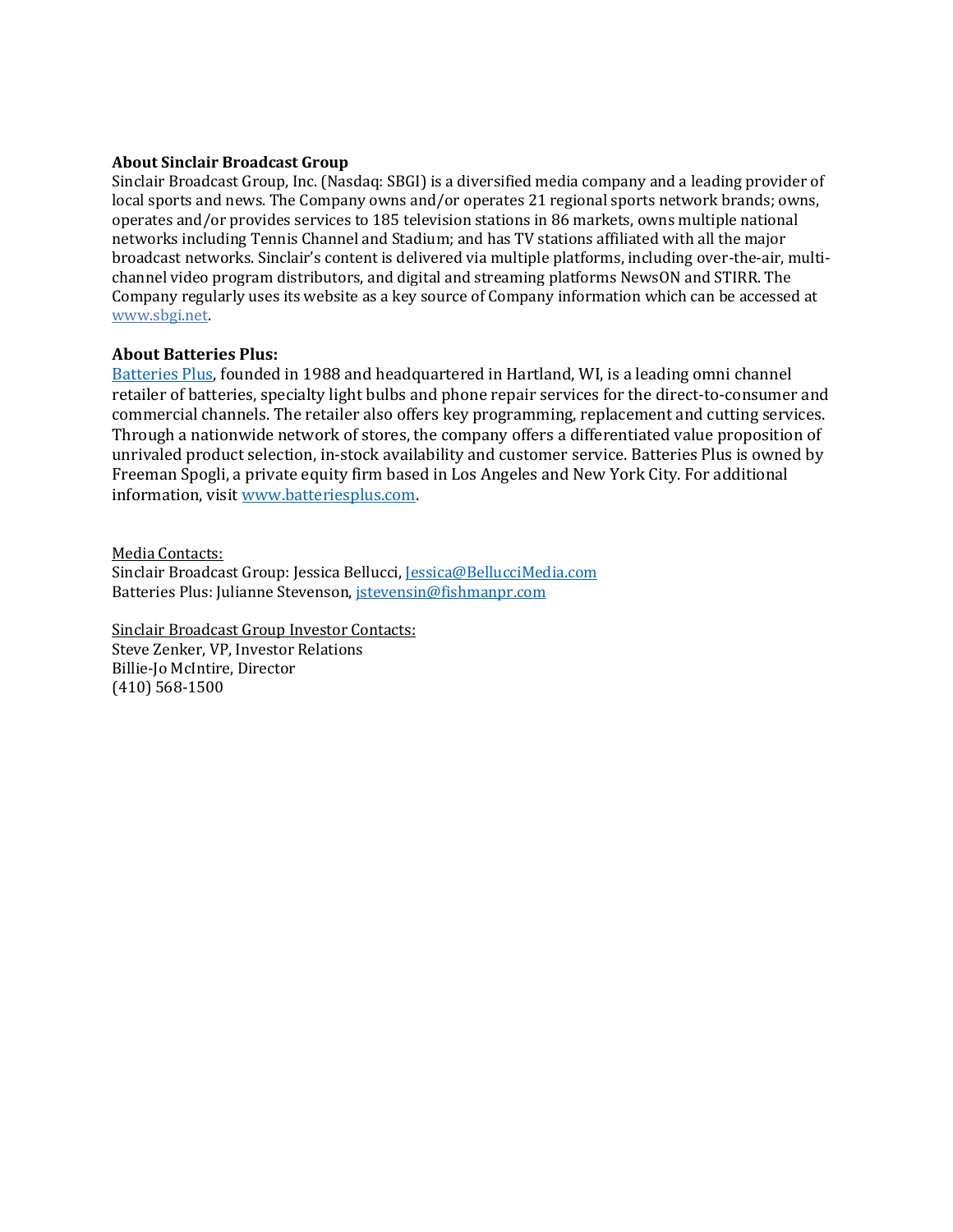**About Sinclair Broadcast Group**

Sinclair Broadcast Group, Inc. (Nasdaq: SBGI) is a diversified media company and a leading provider of local sports and news. The Company owns and/or operates 21 regional sports network brands; owns, operates and/or provides services to 185 television stations in 86 markets, owns multiple national networks including Tennis Channel and Stadium; and has TV stations affiliated with all the major broadcast networks. Sinclair's content is delivered via multiple platforms, including over-the-air, multi-channel video program distributors, and digital and streaming platforms NewsON and STIRR. The Company regularly uses its website as a key source of Company information which can be accessed at www.sbgi.net.

**About Batteries Plus:**

Batteries Plus, founded in 1988 and headquartered in Hartland, WI, is a leading omni channel retailer of batteries, specialty light bulbs and phone repair services for the direct-to-consumer and commercial channels. The retailer also offers key programming, replacement and cutting services. Through a nationwide network of stores, the company offers a differentiated value proposition of unrivaled product selection, in-stock availability and customer service. Batteries Plus is owned by Freeman Spogli, a private equity firm based in Los Angeles and New York City. For additional information, visit www.batteriesplus.com.

Media Contacts:
Sinclair Broadcast Group: Jessica Bellucci, Jessica@BellucciMedia.com
Batteries Plus: Julianne Stevenson, jstevensin@fishmanpr.com

Sinclair Broadcast Group Investor Contacts:
Steve Zenker, VP, Investor Relations
Billie-Jo McIntire, Director
(410) 568-1500